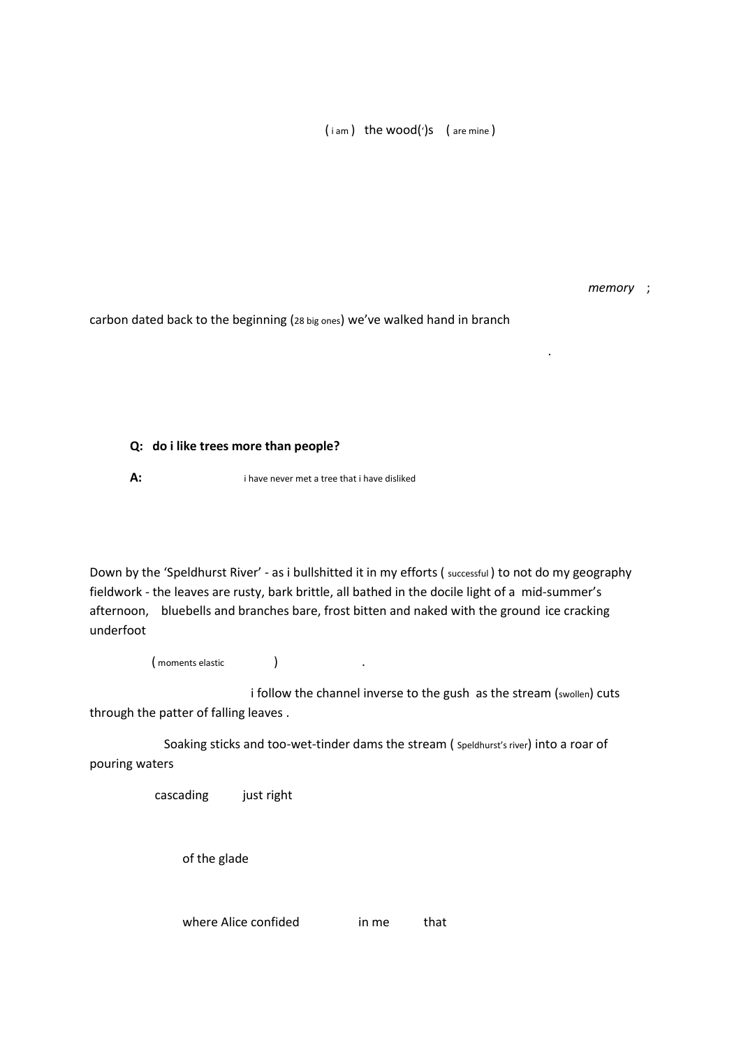( i am )   the wood(')s   ( are mine )

*memory* ;

carbon dated back to the beginning (28 big ones) we've walked hand in branch

.

**Q: do i like trees more than people?**

**A:** i have never met a tree that i have disliked

Down by the 'Speldhurst River' - as i bullshitted it in my efforts ( successful ) to not do my geography fieldwork - the leaves are rusty, bark brittle, all bathed in the docile light of a mid-summer's afternoon, bluebells and branches bare, frost bitten and naked with the ground ice cracking underfoot

( moments elastic ) .

i follow the channel inverse to the gush as the stream (swollen) cuts through the patter of falling leaves .

Soaking sticks and too-wet-tinder dams the stream ( Speldhurst's river) into a roar of pouring waters

cascading just right

of the glade

where Alice confided in me that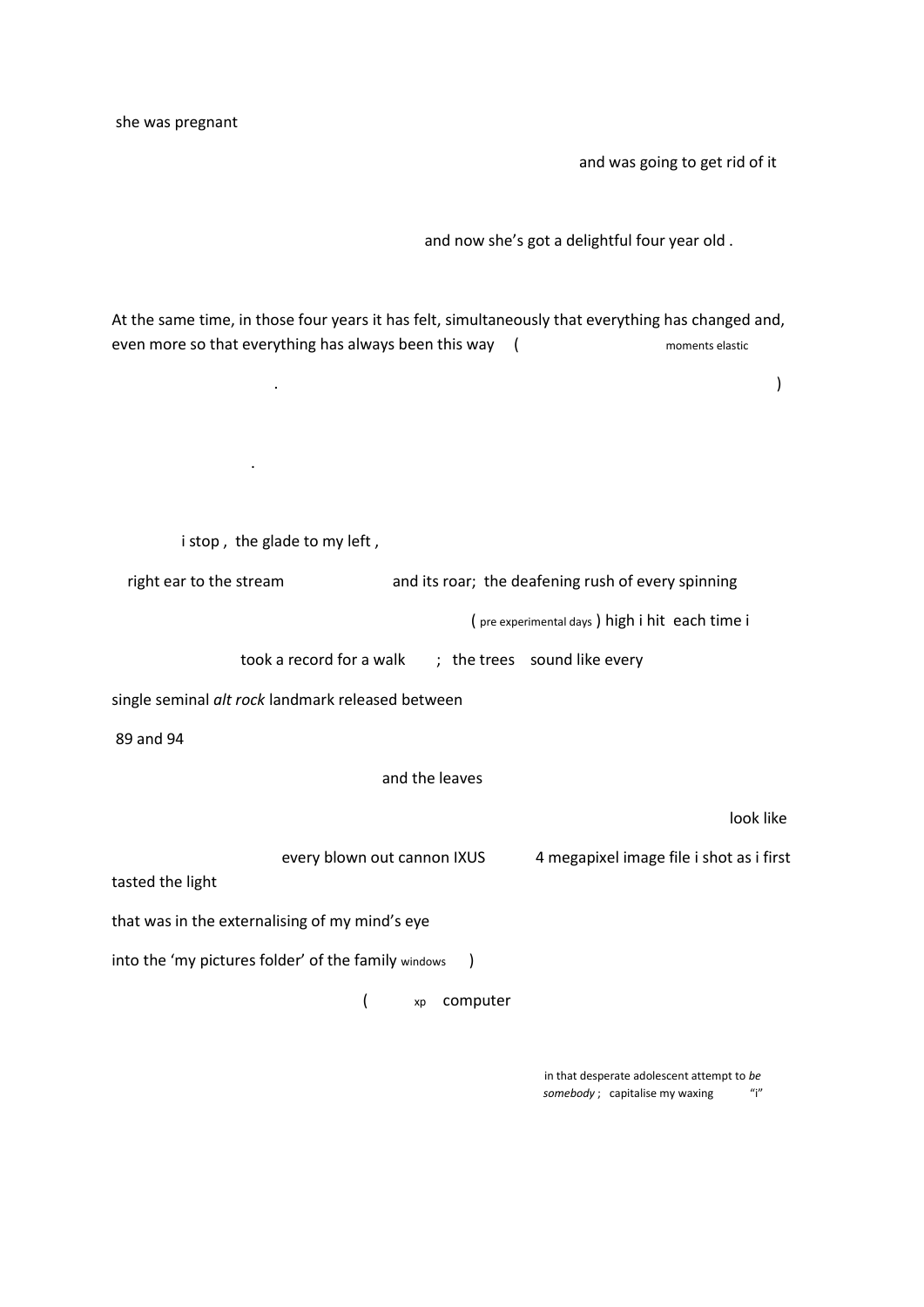she was pregnant

and was going to get rid of it

and now she's got a delightful four year old .

At the same time, in those four years it has felt, simultaneously that everything has changed and, even more so that everything has always been this way ( moments elastic

. )

.

i stop , the glade to my left ,

right ear to the stream and its roar; the deafening rush of every spinning

( pre experimental days ) high i hit each time i

took a record for a walk ; the trees sound like every

single seminal *alt rock* landmark released between

89 and 94

and the leaves

look like

every blown out cannon IXUS 4 megapixel image file i shot as i first

tasted the light

that was in the externalising of my mind's eye

into the 'my pictures folder' of the family windows )

( xp computer

in that desperate adolescent attempt to *be somebody* ; capitalise my waxing "i"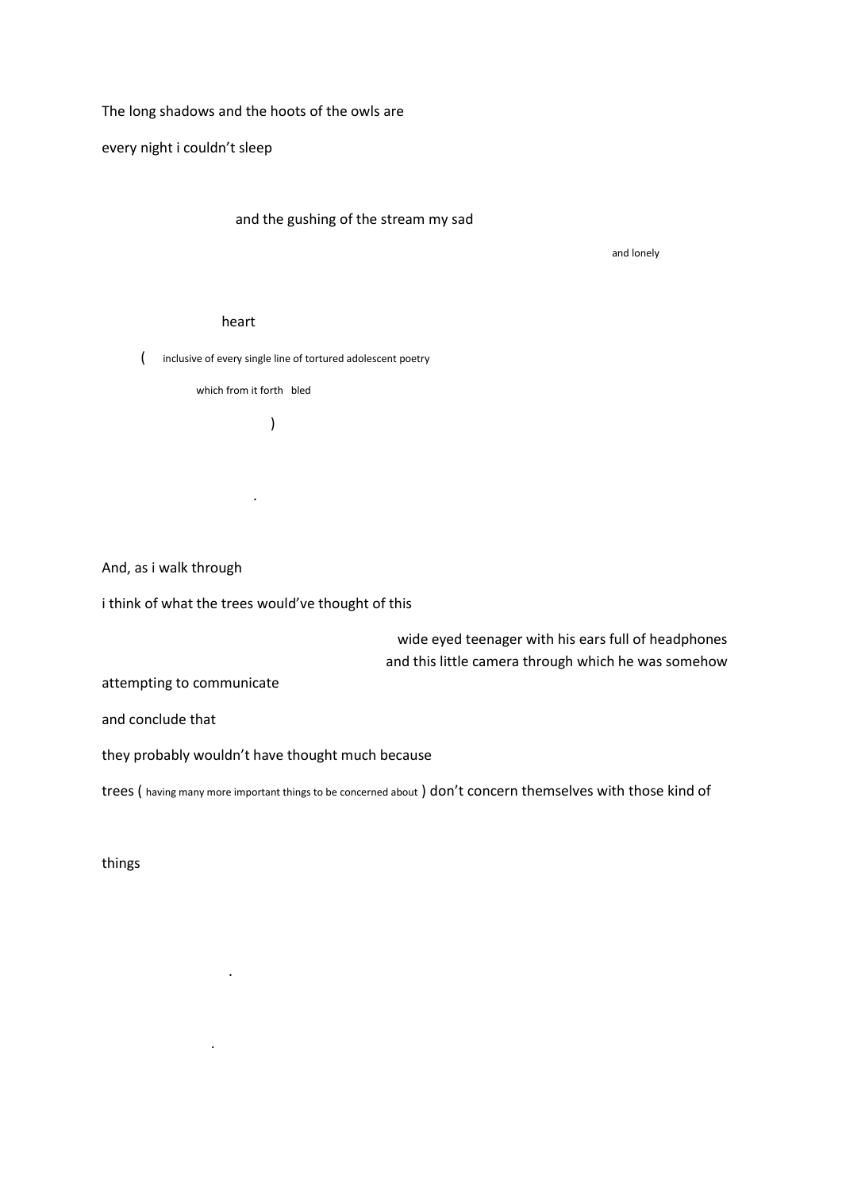The long shadows and the hoots of the owls are

every night i couldn't sleep

and the gushing of the stream my sad

and lonely

heart

( inclusive of every single line of tortured adolescent poetry

which from it forth bled

)

.

And, as i walk through

i think of what the trees would've thought of this

wide eyed teenager with his ears full of headphones

and this little camera through which he was somehow

attempting to communicate

and conclude that

they probably wouldn't have thought much because

trees ( having many more important things to be concerned about ) don't concern themselves with those kind of

things

.

.